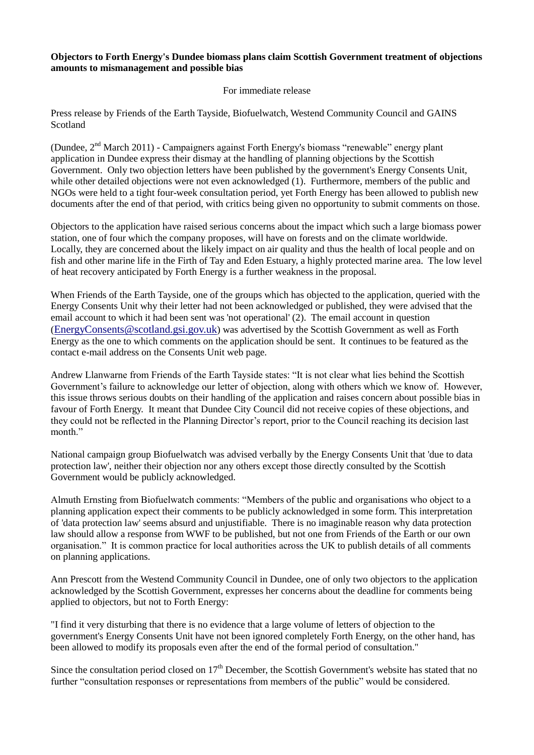**Objectors to Forth Energy's Dundee biomass plans claim Scottish Government treatment of objections amounts to mismanagement and possible bias**

For immediate release

Press release by Friends of the Earth Tayside, Biofuelwatch, Westend Community Council and GAINS Scotland

(Dundee, 2nd March 2011) - Campaigners against Forth Energy's biomass "renewable" energy plant application in Dundee express their dismay at the handling of planning objections by the Scottish Government. Only two objection letters have been published by the government's Energy Consents Unit, while other detailed objections were not even acknowledged (1). Furthermore, members of the public and NGOs were held to a tight four-week consultation period, yet Forth Energy has been allowed to publish new documents after the end of that period, with critics being given no opportunity to submit comments on those.

Objectors to the application have raised serious concerns about the impact which such a large biomass power station, one of four which the company proposes, will have on forests and on the climate worldwide. Locally, they are concerned about the likely impact on air quality and thus the health of local people and on fish and other marine life in the Firth of Tay and Eden Estuary, a highly protected marine area. The low level of heat recovery anticipated by Forth Energy is a further weakness in the proposal.

When Friends of the Earth Tayside, one of the groups which has objected to the application, queried with the Energy Consents Unit why their letter had not been acknowledged or published, they were advised that the email account to which it had been sent was 'not operational' (2). The email account in question (EnergyConsents@scotland.gsi.gov.uk) was advertised by the Scottish Government as well as Forth Energy as the one to which comments on the application should be sent. It continues to be featured as the contact e-mail address on the Consents Unit web page.

Andrew Llanwarne from Friends of the Earth Tayside states: "It is not clear what lies behind the Scottish Government's failure to acknowledge our letter of objection, along with others which we know of. However, this issue throws serious doubts on their handling of the application and raises concern about possible bias in favour of Forth Energy. It meant that Dundee City Council did not receive copies of these objections, and they could not be reflected in the Planning Director's report, prior to the Council reaching its decision last month."

National campaign group Biofuelwatch was advised verbally by the Energy Consents Unit that 'due to data protection law', neither their objection nor any others except those directly consulted by the Scottish Government would be publicly acknowledged.

Almuth Ernsting from Biofuelwatch comments: "Members of the public and organisations who object to a planning application expect their comments to be publicly acknowledged in some form. This interpretation of 'data protection law' seems absurd and unjustifiable. There is no imaginable reason why data protection law should allow a response from WWF to be published, but not one from Friends of the Earth or our own organisation." It is common practice for local authorities across the UK to publish details of all comments on planning applications.

Ann Prescott from the Westend Community Council in Dundee, one of only two objectors to the application acknowledged by the Scottish Government, expresses her concerns about the deadline for comments being applied to objectors, but not to Forth Energy:

"I find it very disturbing that there is no evidence that a large volume of letters of objection to the government's Energy Consents Unit have not been ignored completely Forth Energy, on the other hand, has been allowed to modify its proposals even after the end of the formal period of consultation."

Since the consultation period closed on 17th December, the Scottish Government's website has stated that no further "consultation responses or representations from members of the public" would be considered.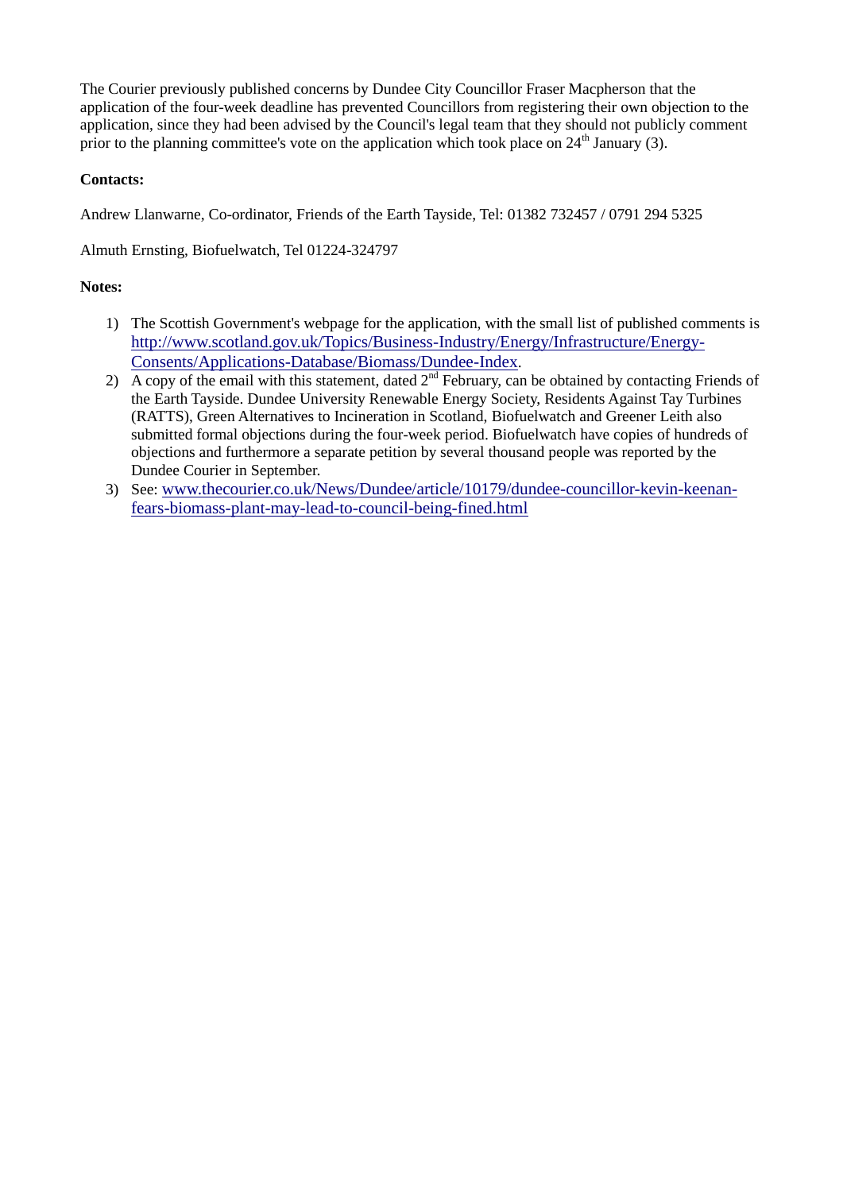The Courier previously published concerns by Dundee City Councillor Fraser Macpherson that the application of the four-week deadline has prevented Councillors from registering their own objection to the application, since they had been advised by the Council's legal team that they should not publicly comment prior to the planning committee's vote on the application which took place on 24th January (3).

**Contacts:**

Andrew Llanwarne, Co-ordinator, Friends of the Earth Tayside, Tel: 01382 732457 / 0791 294 5325

Almuth Ernsting, Biofuelwatch, Tel 01224-324797

**Notes:**

1) The Scottish Government's webpage for the application, with the small list of published comments is http://www.scotland.gov.uk/Topics/Business-Industry/Energy/Infrastructure/Energy-Consents/Applications-Database/Biomass/Dundee-Index.
2) A copy of the email with this statement, dated 2nd February, can be obtained by contacting Friends of the Earth Tayside. Dundee University Renewable Energy Society, Residents Against Tay Turbines (RATTS), Green Alternatives to Incineration in Scotland, Biofuelwatch and Greener Leith also submitted formal objections during the four-week period. Biofuelwatch have copies of hundreds of objections and furthermore a separate petition by several thousand people was reported by the Dundee Courier in September.
3) See: www.thecourier.co.uk/News/Dundee/article/10179/dundee-councillor-kevin-keenan-fears-biomass-plant-may-lead-to-council-being-fined.html